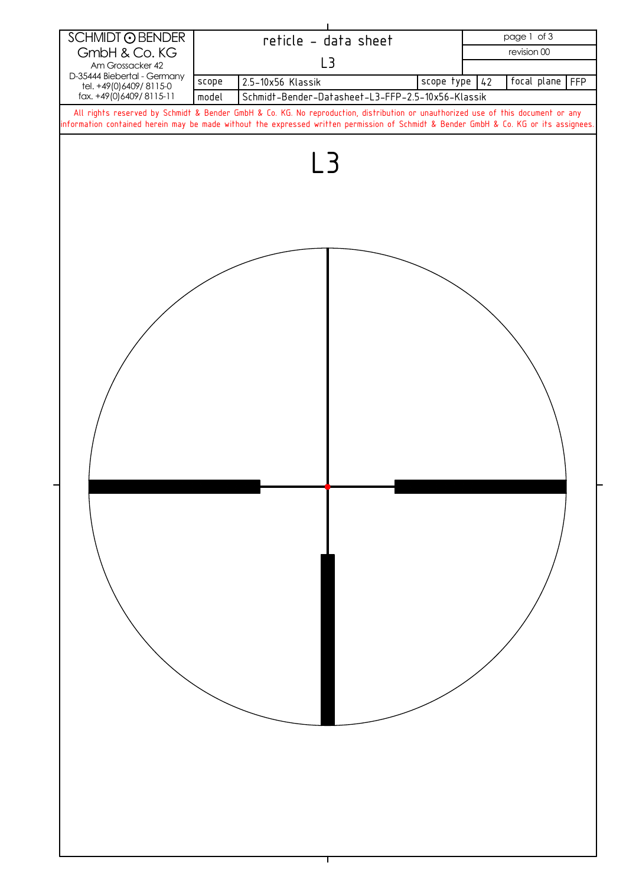| SCHMIDT ⊙ BENDER GmbH & Co. KG<br>Am Grossacker 42<br>D-35444 Biebertal - Germany<br>tel. +49(0)6409/ 8115-0<br>fax. +49(0)6409/ 8115-11 | reticle - data sheet | | | | |
|---|---|---|---|---|---|
| | L3 | | | revision 00 | |
| scope | 2.5-10x56 Klassik | scope type | 42 | focal plane | FFP |
| model | Schmidt-Bender-Datasheet-L3-FFP-2.5-10x56-Klassik | | | | |

All rights reserved by Schmidt & Bender GmbH & Co. KG. No reproduction, distribution or unauthorized use of this document or any information contained herein may be made without the expressed written permission of Schmidt & Bender GmbH & Co. KG or its assignees.

# L3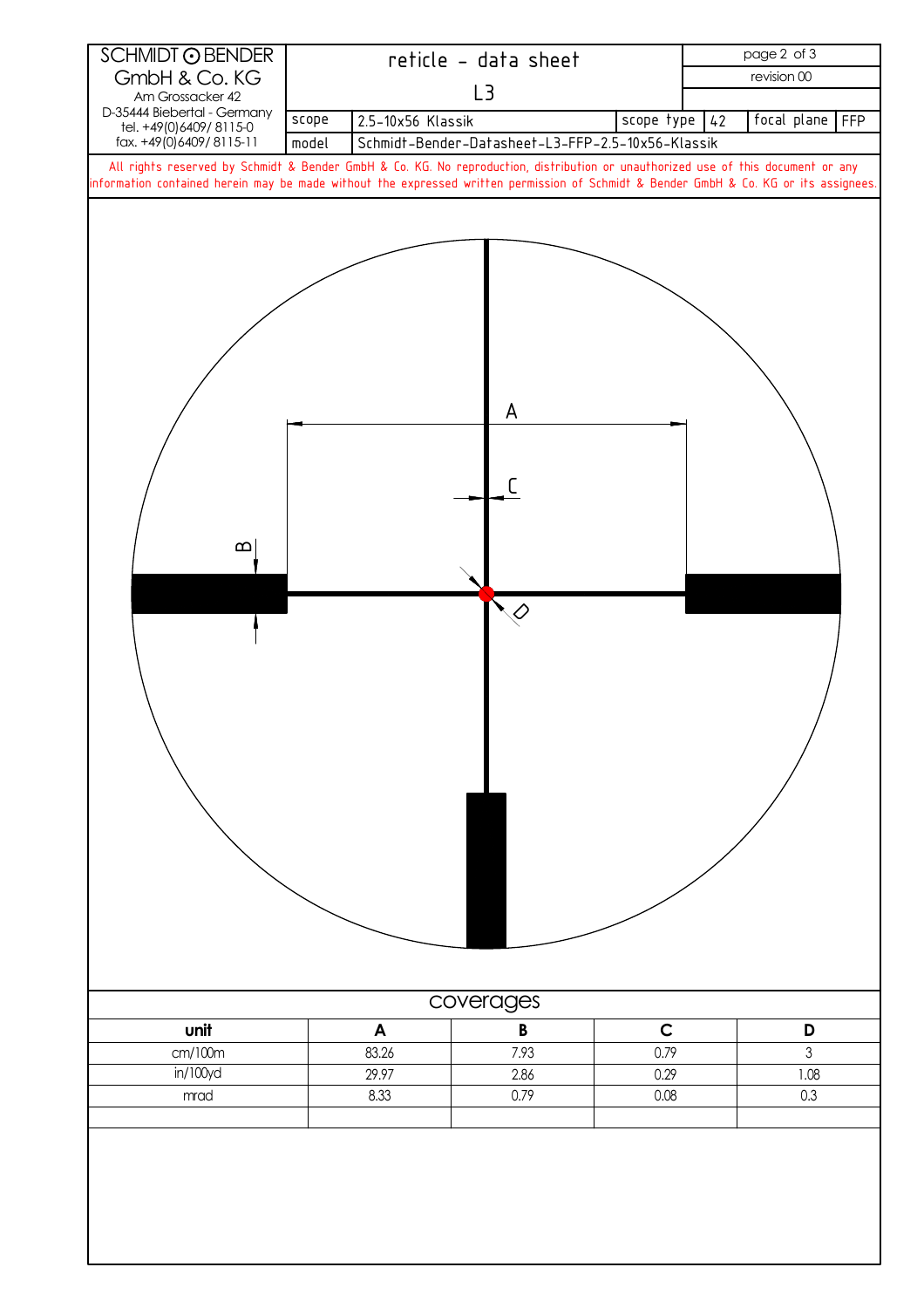| SCHMIDT ⊙ BENDER GmbH & Co. KG<br>Am Grossacker 42<br>D-35444 Biebertal - Germany<br>tel. +49(0)6409/ 8115-0<br>fax. +49(0)6409/ 8115-11 | reticle - data sheet<br>L3 | | | | page 2 of 3<br>revision 00 |
|---|---|---|---|---|---|
| scope | 2.5-10x56 Klassik | scope type | 42 | focal plane | FFP |
| model | Schmidt-Bender-Datasheet-L3-FFP-2.5-10x56-Klassik | | | | |

All rights reserved by Schmidt & Bender GmbH & Co. KG. No reproduction, distribution or unauthorized use of this document or any information contained herein may be made without the expressed written permission of Schmidt & Bender GmbH & Co. KG or its assignees.

A

C

B

D

## coverages

| unit | A | B | C | D |
|---|---|---|---|---|
| cm/100m | 83.26 | 7.93 | 0.79 | 3 |
| in/100yd | 29.97 | 2.86 | 0.29 | 1.08 |
| mrad | 8.33 | 0.79 | 0.08 | 0.3 |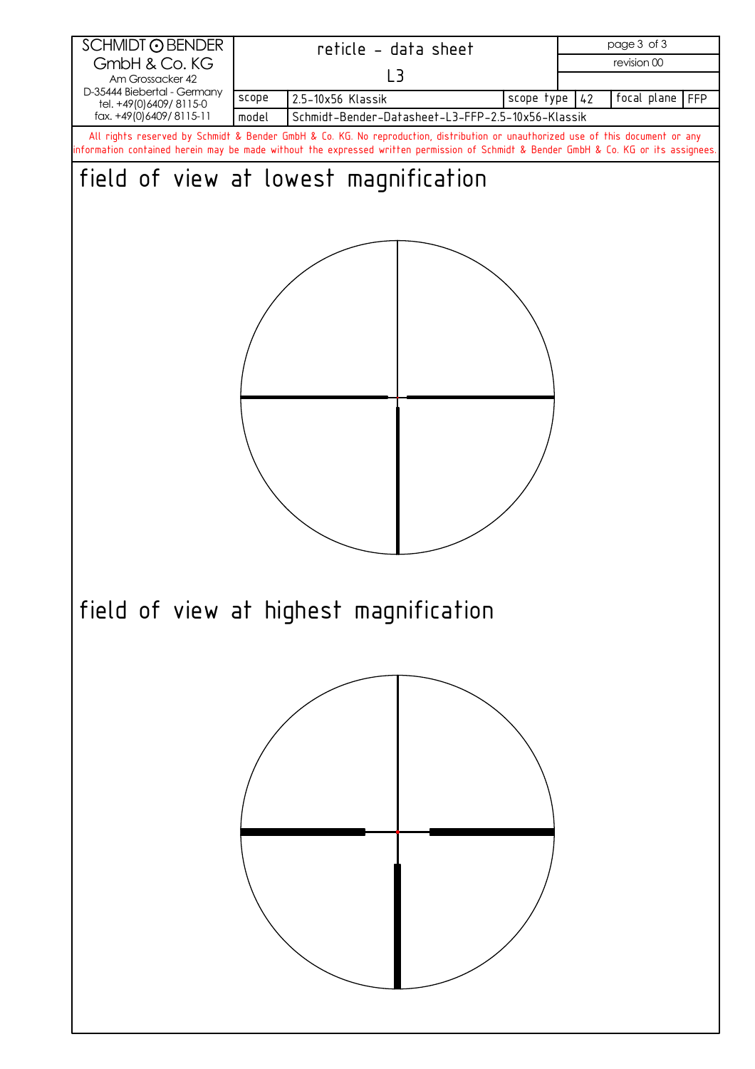SCHMIDT ⊙ BENDER
GmbH & Co. KG
Am Grossacker 42
D-35444 Biebertal - Germany
tel. +49(0)6409/ 8115-0
fax. +49(0)6409/ 8115-11

# reticle - data sheet

## L3

| | | | | | |
|---|---|---|---|---|---|
| scope | 2.5-10x56 Klassik | scope type | 42 | focal plane | FFP |
| model | Schmidt-Bender-Datasheet-L3-FFP-2.5-10x56-Klassik | | | | |

revision 00

All rights reserved by Schmidt & Bender GmbH & Co. KG. No reproduction, distribution or unauthorized use of this document or any information contained herein may be made without the expressed written permission of Schmidt & Bender GmbH & Co. KG or its assignees.

## field of view at lowest magnification

## field of view at highest magnification